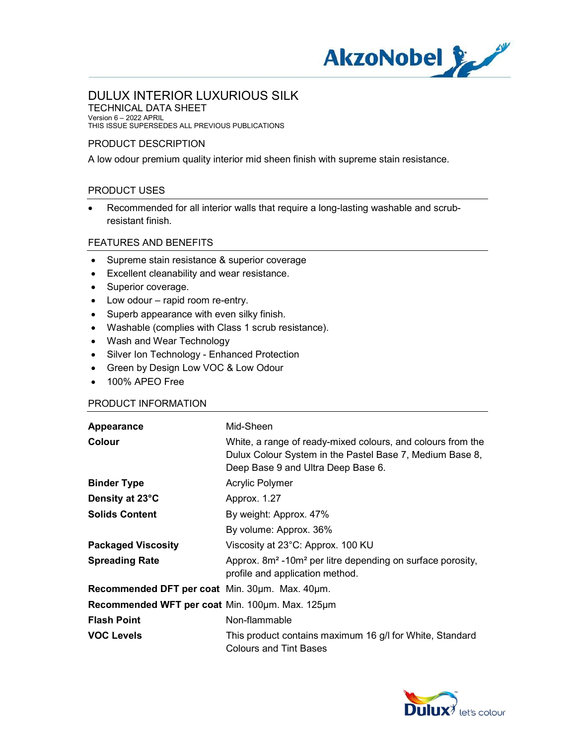# DULUX INTERIOR LUXURIOUS SILK

TECHNICAL DATA SHEET

Version 6 – 2022 APRIL

THIS ISSUE SUPERSEDES ALL PREVIOUS PUBLICATIONS

## PRODUCT DESCRIPTION

A low odour premium quality interior mid sheen finish with supreme stain resistance.

## PRODUCT USES

- Recommended for all interior walls that require a long-lasting washable and scrub-resistant finish.

## FEATURES AND BENEFITS

- Supreme stain resistance & superior coverage
- Excellent cleanability and wear resistance.
- Superior coverage.
- Low odour – rapid room re-entry.
- Superb appearance with even silky finish.
- Washable (complies with Class 1 scrub resistance).
- Wash and Wear Technology
- Silver Ion Technology - Enhanced Protection
- Green by Design Low VOC & Low Odour
- 100% APEO Free

## PRODUCT INFORMATION

| | |
|---|---|
| **Appearance** | Mid-Sheen |
| **Colour** | White, a range of ready-mixed colours, and colours from the Dulux Colour System in the Pastel Base 7, Medium Base 8, Deep Base 9 and Ultra Deep Base 6. |
| **Binder Type** | Acrylic Polymer |
| **Density at 23°C** | Approx. 1.27 |
| **Solids Content** | By weight: Approx. 47% |
| | By volume: Approx. 36% |
| **Packaged Viscosity** | Viscosity at 23°C: Approx. 100 KU |
| **Spreading Rate** | Approx. 8m² -10m² per litre depending on surface porosity, profile and application method. |
| **Recommended DFT per coat** | Min. 30µm. Max. 40µm. |
| **Recommended WFT per coat** | Min. 100µm. Max. 125µm |
| **Flash Point** | Non-flammable |
| **VOC Levels** | This product contains maximum 16 g/l for White, Standard Colours and Tint Bases |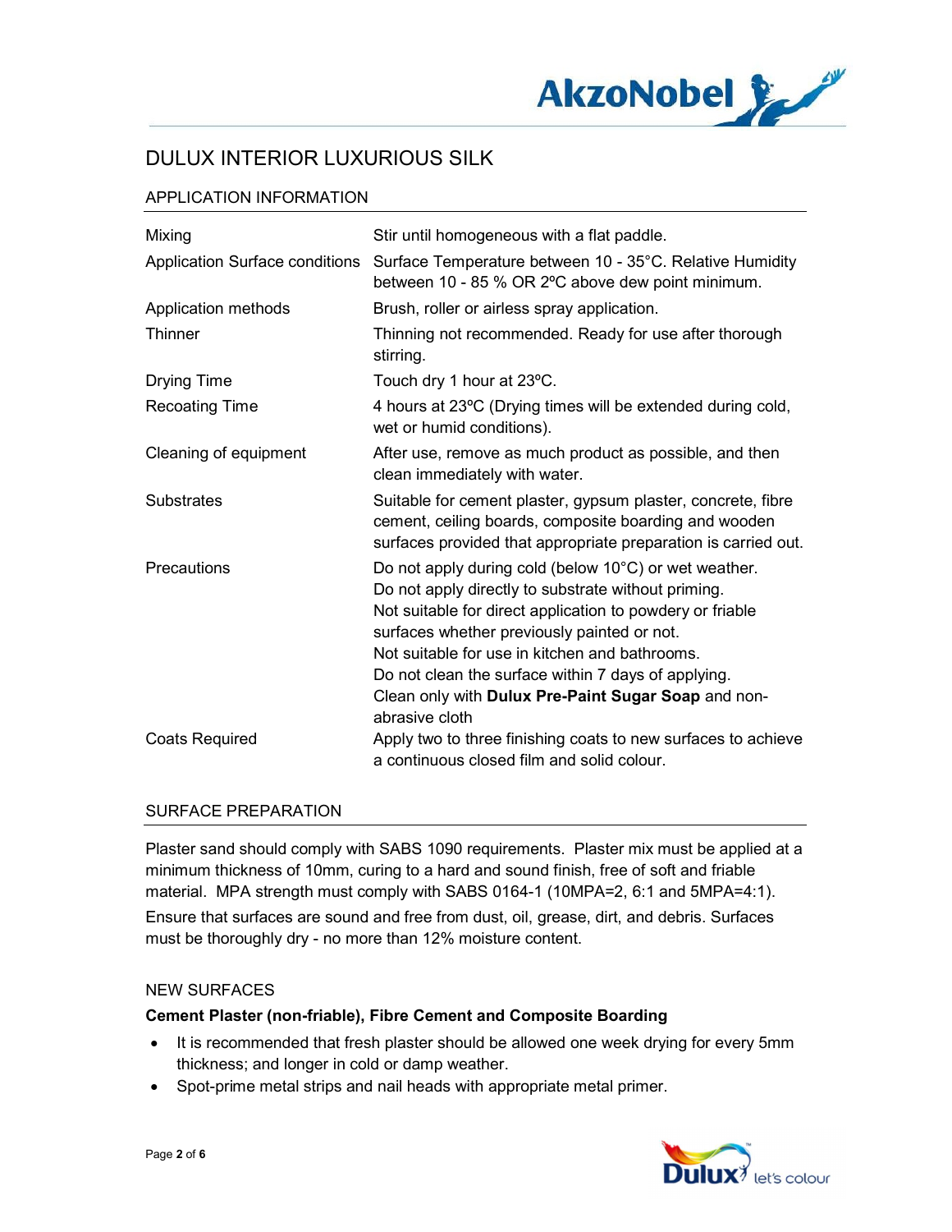# DULUX INTERIOR LUXURIOUS SILK

## APPLICATION INFORMATION

| | |
|---|---|
| Mixing | Stir until homogeneous with a flat paddle. |
| Application Surface conditions | Surface Temperature between 10 - 35°C. Relative Humidity between 10 - 85 % OR 2ºC above dew point minimum. |
| Application methods | Brush, roller or airless spray application. |
| Thinner | Thinning not recommended. Ready for use after thorough stirring. |
| Drying Time | Touch dry 1 hour at 23ºC. |
| Recoating Time | 4 hours at 23ºC (Drying times will be extended during cold, wet or humid conditions). |
| Cleaning of equipment | After use, remove as much product as possible, and then clean immediately with water. |
| Substrates | Suitable for cement plaster, gypsum plaster, concrete, fibre cement, ceiling boards, composite boarding and wooden surfaces provided that appropriate preparation is carried out. |
| Precautions | Do not apply during cold (below 10°C) or wet weather. Do not apply directly to substrate without priming. Not suitable for direct application to powdery or friable surfaces whether previously painted or not. Not suitable for use in kitchen and bathrooms. Do not clean the surface within 7 days of applying. Clean only with **Dulux Pre-Paint Sugar Soap** and non-abrasive cloth |
| Coats Required | Apply two to three finishing coats to new surfaces to achieve a continuous closed film and solid colour. |

## SURFACE PREPARATION

Plaster sand should comply with SABS 1090 requirements. Plaster mix must be applied at a minimum thickness of 10mm, curing to a hard and sound finish, free of soft and friable material. MPA strength must comply with SABS 0164-1 (10MPA=2, 6:1 and 5MPA=4:1).

Ensure that surfaces are sound and free from dust, oil, grease, dirt, and debris. Surfaces must be thoroughly dry - no more than 12% moisture content.

### NEW SURFACES

**Cement Plaster (non-friable), Fibre Cement and Composite Boarding**

- It is recommended that fresh plaster should be allowed one week drying for every 5mm thickness; and longer in cold or damp weather.
- Spot-prime metal strips and nail heads with appropriate metal primer.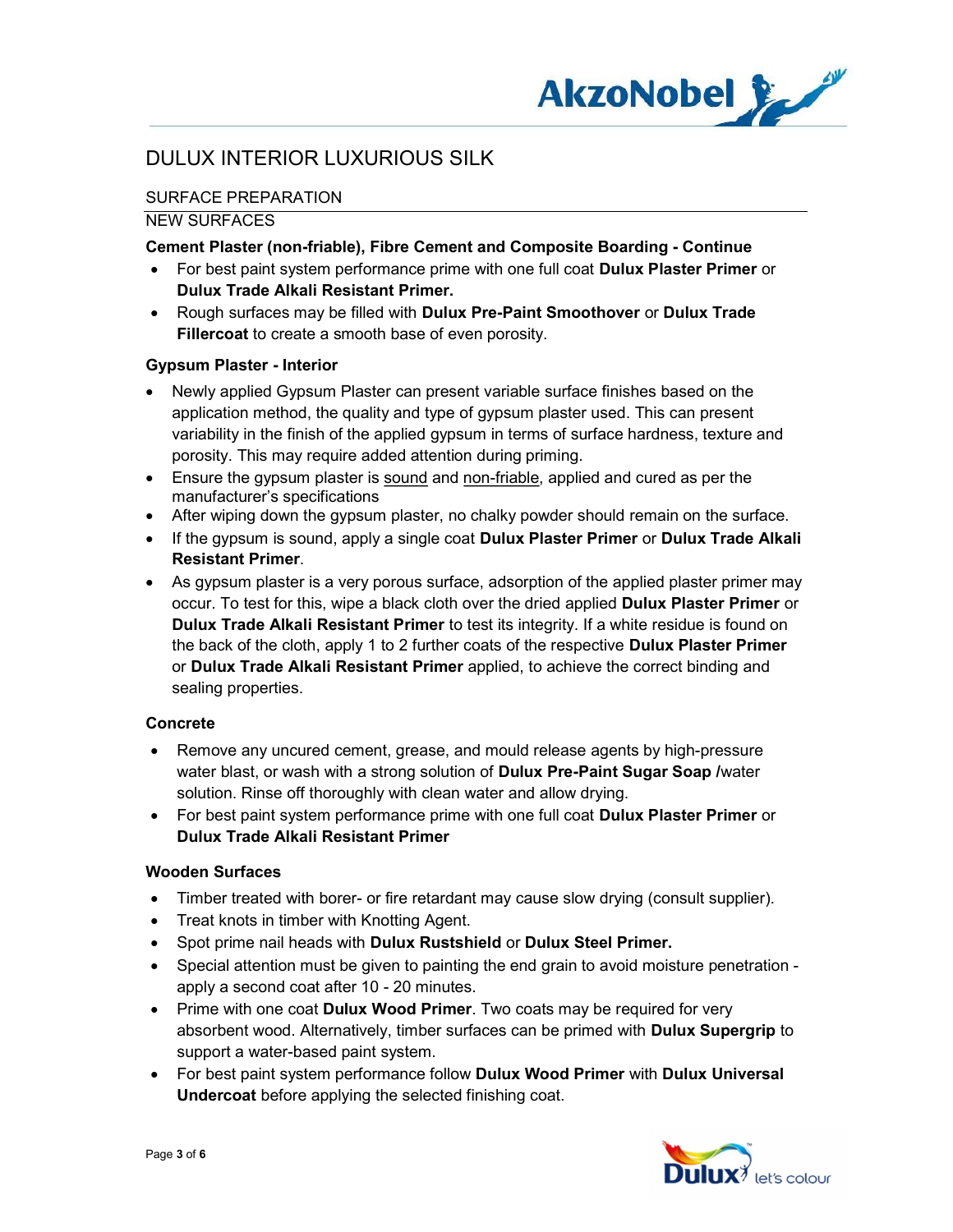# DULUX INTERIOR LUXURIOUS SILK

## SURFACE PREPARATION

### NEW SURFACES

**Cement Plaster (non-friable), Fibre Cement and Composite Boarding - Continue**

- For best paint system performance prime with one full coat **Dulux Plaster Primer** or **Dulux Trade Alkali Resistant Primer.**
- Rough surfaces may be filled with **Dulux Pre-Paint Smoothover** or **Dulux Trade Fillercoat** to create a smooth base of even porosity.

**Gypsum Plaster - Interior**

- Newly applied Gypsum Plaster can present variable surface finishes based on the application method, the quality and type of gypsum plaster used. This can present variability in the finish of the applied gypsum in terms of surface hardness, texture and porosity. This may require added attention during priming.
- Ensure the gypsum plaster is sound and non-friable, applied and cured as per the manufacturer's specifications
- After wiping down the gypsum plaster, no chalky powder should remain on the surface.
- If the gypsum is sound, apply a single coat **Dulux Plaster Primer** or **Dulux Trade Alkali Resistant Primer**.
- As gypsum plaster is a very porous surface, adsorption of the applied plaster primer may occur. To test for this, wipe a black cloth over the dried applied **Dulux Plaster Primer** or **Dulux Trade Alkali Resistant Primer** to test its integrity. If a white residue is found on the back of the cloth, apply 1 to 2 further coats of the respective **Dulux Plaster Primer** or **Dulux Trade Alkali Resistant Primer** applied, to achieve the correct binding and sealing properties.

**Concrete**

- Remove any uncured cement, grease, and mould release agents by high-pressure water blast, or wash with a strong solution of **Dulux Pre-Paint Sugar Soap /**water solution. Rinse off thoroughly with clean water and allow drying.
- For best paint system performance prime with one full coat **Dulux Plaster Primer** or **Dulux Trade Alkali Resistant Primer**

**Wooden Surfaces**

- Timber treated with borer- or fire retardant may cause slow drying (consult supplier).
- Treat knots in timber with Knotting Agent.
- Spot prime nail heads with **Dulux Rustshield** or **Dulux Steel Primer.**
- Special attention must be given to painting the end grain to avoid moisture penetration - apply a second coat after 10 - 20 minutes.
- Prime with one coat **Dulux Wood Primer**. Two coats may be required for very absorbent wood. Alternatively, timber surfaces can be primed with **Dulux Supergrip** to support a water-based paint system.
- For best paint system performance follow **Dulux Wood Primer** with **Dulux Universal Undercoat** before applying the selected finishing coat.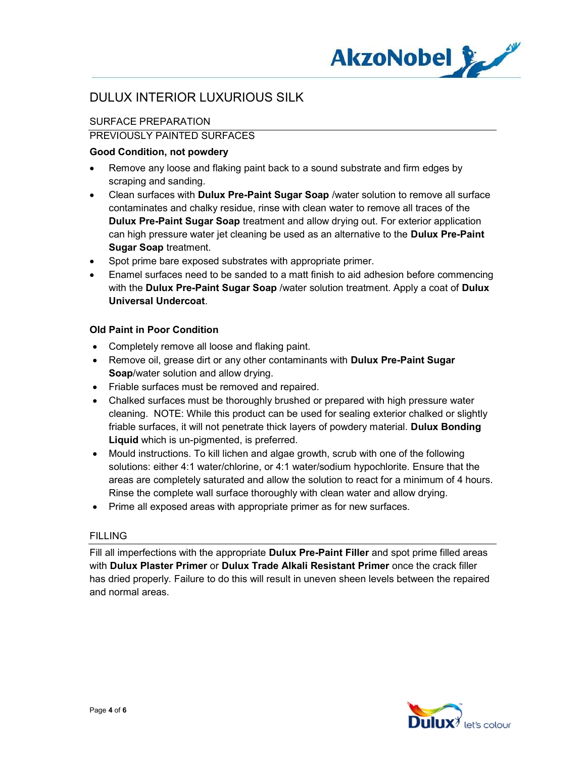# DULUX INTERIOR LUXURIOUS SILK

## SURFACE PREPARATION

### PREVIOUSLY PAINTED SURFACES

**Good Condition, not powdery**

- Remove any loose and flaking paint back to a sound substrate and firm edges by scraping and sanding.
- Clean surfaces with **Dulux Pre-Paint Sugar Soap** /water solution to remove all surface contaminates and chalky residue, rinse with clean water to remove all traces of the **Dulux Pre-Paint Sugar Soap** treatment and allow drying out. For exterior application can high pressure water jet cleaning be used as an alternative to the **Dulux Pre-Paint Sugar Soap** treatment.
- Spot prime bare exposed substrates with appropriate primer.
- Enamel surfaces need to be sanded to a matt finish to aid adhesion before commencing with the **Dulux Pre-Paint Sugar Soap** /water solution treatment. Apply a coat of **Dulux Universal Undercoat**.

**Old Paint in Poor Condition**

- Completely remove all loose and flaking paint.
- Remove oil, grease dirt or any other contaminants with **Dulux Pre-Paint Sugar Soap**/water solution and allow drying.
- Friable surfaces must be removed and repaired.
- Chalked surfaces must be thoroughly brushed or prepared with high pressure water cleaning. NOTE: While this product can be used for sealing exterior chalked or slightly friable surfaces, it will not penetrate thick layers of powdery material. **Dulux Bonding Liquid** which is un-pigmented, is preferred.
- Mould instructions. To kill lichen and algae growth, scrub with one of the following solutions: either 4:1 water/chlorine, or 4:1 water/sodium hypochlorite. Ensure that the areas are completely saturated and allow the solution to react for a minimum of 4 hours. Rinse the complete wall surface thoroughly with clean water and allow drying.
- Prime all exposed areas with appropriate primer as for new surfaces.

## FILLING

Fill all imperfections with the appropriate **Dulux Pre-Paint Filler** and spot prime filled areas with **Dulux Plaster Primer** or **Dulux Trade Alkali Resistant Primer** once the crack filler has dried properly. Failure to do this will result in uneven sheen levels between the repaired and normal areas.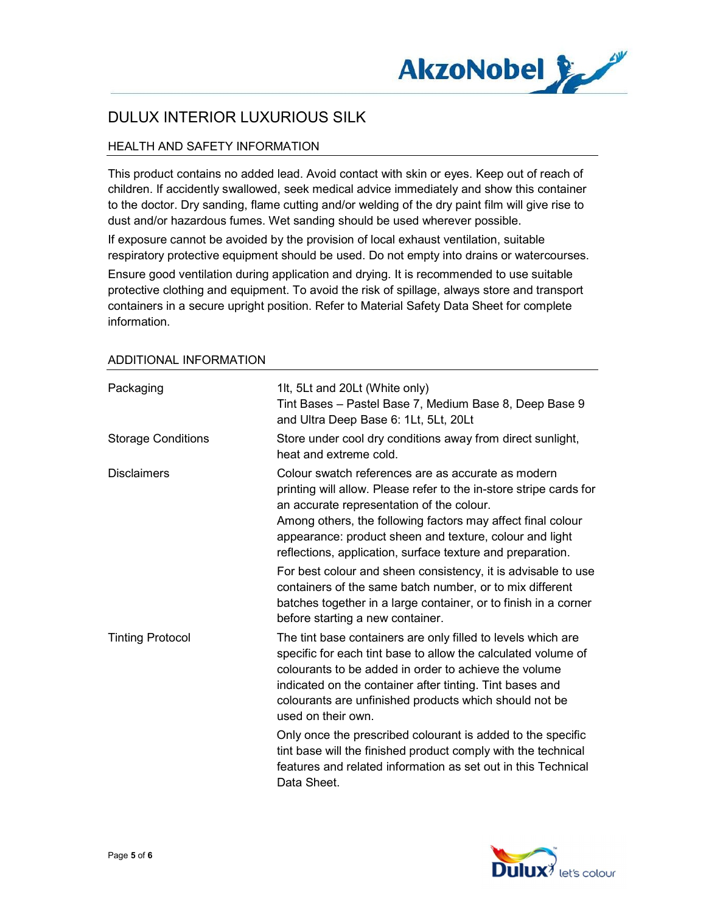# DULUX INTERIOR LUXURIOUS SILK

## HEALTH AND SAFETY INFORMATION

This product contains no added lead. Avoid contact with skin or eyes. Keep out of reach of children. If accidently swallowed, seek medical advice immediately and show this container to the doctor. Dry sanding, flame cutting and/or welding of the dry paint film will give rise to dust and/or hazardous fumes. Wet sanding should be used wherever possible.

If exposure cannot be avoided by the provision of local exhaust ventilation, suitable respiratory protective equipment should be used. Do not empty into drains or watercourses.

Ensure good ventilation during application and drying. It is recommended to use suitable protective clothing and equipment. To avoid the risk of spillage, always store and transport containers in a secure upright position. Refer to Material Safety Data Sheet for complete information.

## ADDITIONAL INFORMATION

| | |
|---|---|
| Packaging | 1lt, 5Lt and 20Lt (White only)<br>Tint Bases – Pastel Base 7, Medium Base 8, Deep Base 9 and Ultra Deep Base 6: 1Lt, 5Lt, 20Lt |
| Storage Conditions | Store under cool dry conditions away from direct sunlight, heat and extreme cold. |
| Disclaimers | Colour swatch references are as accurate as modern printing will allow. Please refer to the in-store stripe cards for an accurate representation of the colour.<br>Among others, the following factors may affect final colour appearance: product sheen and texture, colour and light reflections, application, surface texture and preparation.<br>For best colour and sheen consistency, it is advisable to use containers of the same batch number, or to mix different batches together in a large container, or to finish in a corner before starting a new container. |
| Tinting Protocol | The tint base containers are only filled to levels which are specific for each tint base to allow the calculated volume of colourants to be added in order to achieve the volume indicated on the container after tinting. Tint bases and colourants are unfinished products which should not be used on their own.<br>Only once the prescribed colourant is added to the specific tint base will the finished product comply with the technical features and related information as set out in this Technical Data Sheet. |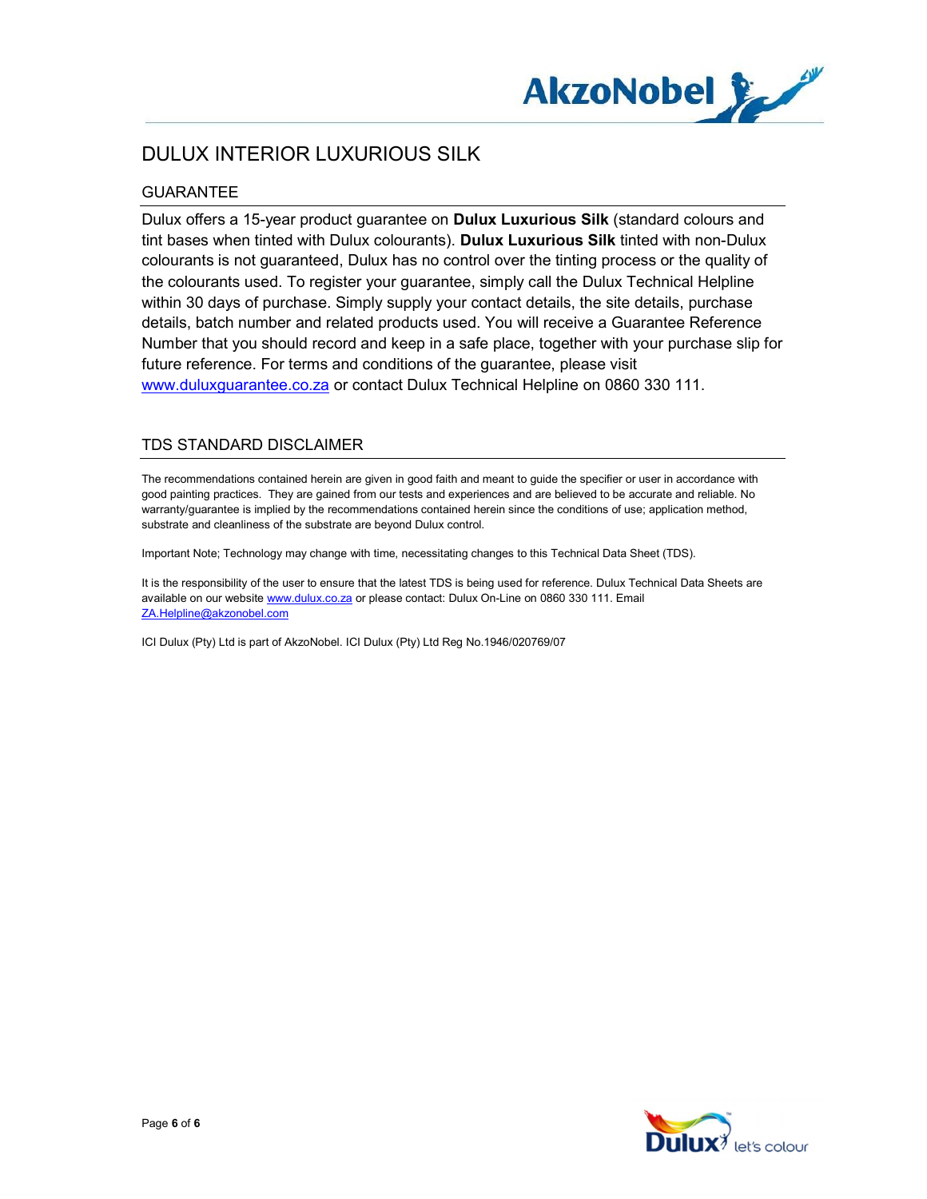# DULUX INTERIOR LUXURIOUS SILK

## GUARANTEE

Dulux offers a 15-year product guarantee on **Dulux Luxurious Silk** (standard colours and tint bases when tinted with Dulux colourants). **Dulux Luxurious Silk** tinted with non-Dulux colourants is not guaranteed, Dulux has no control over the tinting process or the quality of the colourants used. To register your guarantee, simply call the Dulux Technical Helpline within 30 days of purchase. Simply supply your contact details, the site details, purchase details, batch number and related products used. You will receive a Guarantee Reference Number that you should record and keep in a safe place, together with your purchase slip for future reference. For terms and conditions of the guarantee, please visit www.duluxguarantee.co.za or contact Dulux Technical Helpline on 0860 330 111.

## TDS STANDARD DISCLAIMER

The recommendations contained herein are given in good faith and meant to guide the specifier or user in accordance with good painting practices. They are gained from our tests and experiences and are believed to be accurate and reliable. No warranty/guarantee is implied by the recommendations contained herein since the conditions of use; application method, substrate and cleanliness of the substrate are beyond Dulux control.

Important Note; Technology may change with time, necessitating changes to this Technical Data Sheet (TDS).

It is the responsibility of the user to ensure that the latest TDS is being used for reference. Dulux Technical Data Sheets are available on our website www.dulux.co.za or please contact: Dulux On-Line on 0860 330 111. Email ZA.Helpline@akzonobel.com

ICI Dulux (Pty) Ltd is part of AkzoNobel. ICI Dulux (Pty) Ltd Reg No.1946/020769/07